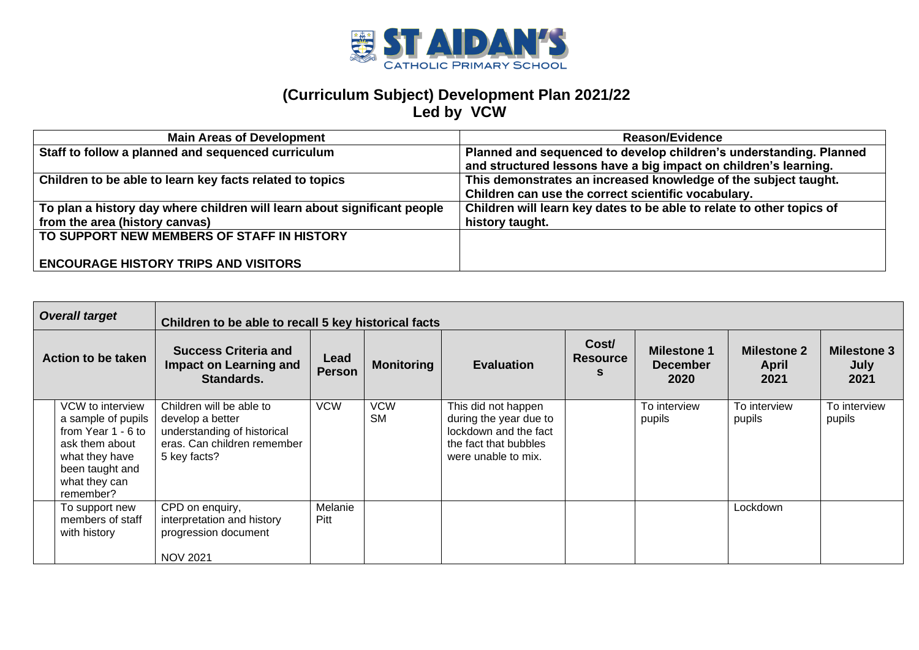**ST AIDAN'S**
CATHOLIC PRIMARY SCHOOL

## (Curriculum Subject) Development Plan 2021/22
## Led by VCW

| Main Areas of Development | Reason/Evidence |
|---|---|
| **Staff to follow a planned and sequenced curriculum** | **Planned and sequenced to develop children's understanding. Planned and structured lessons have a big impact on children's learning.** |
| **Children to be able to learn key facts related to topics** | **This demonstrates an increased knowledge of the subject taught. Children can use the correct scientific vocabulary.** |
| **To plan a history day where children will learn about significant people from the area (history canvas)** | **Children will learn key dates to be able to relate to other topics of history taught.** |
| **TO SUPPORT NEW MEMBERS OF STAFF IN HISTORY**<br><br>**ENCOURAGE HISTORY TRIPS AND VISITORS** | |

| ***Overall target*** | **Children to be able to recall 5 key historical facts** | | | | | | | |
|---|---|---|---|---|---|---|---|---|
| **Action to be taken** | **Success Criteria and Impact on Learning and Standards.** | **Lead Person** | **Monitoring** | **Evaluation** | **Cost/ Resources** | **Milestone 1 December 2020** | **Milestone 2 April 2021** | **Milestone 3 July 2021** |
| VCW to interview a sample of pupils from Year 1 - 6 to ask them about what they have been taught and what they can remember? | Children will be able to develop a better understanding of historical eras. Can children remember 5 key facts? | VCW | VCW<br>SM | This did not happen during the year due to lockdown and the fact the fact that bubbles were unable to mix. | | To interview pupils | To interview pupils | To interview pupils |
| To support new members of staff with history | CPD on enquiry, interpretation and history progression document<br><br>NOV 2021 | Melanie Pitt | | | | | Lockdown | |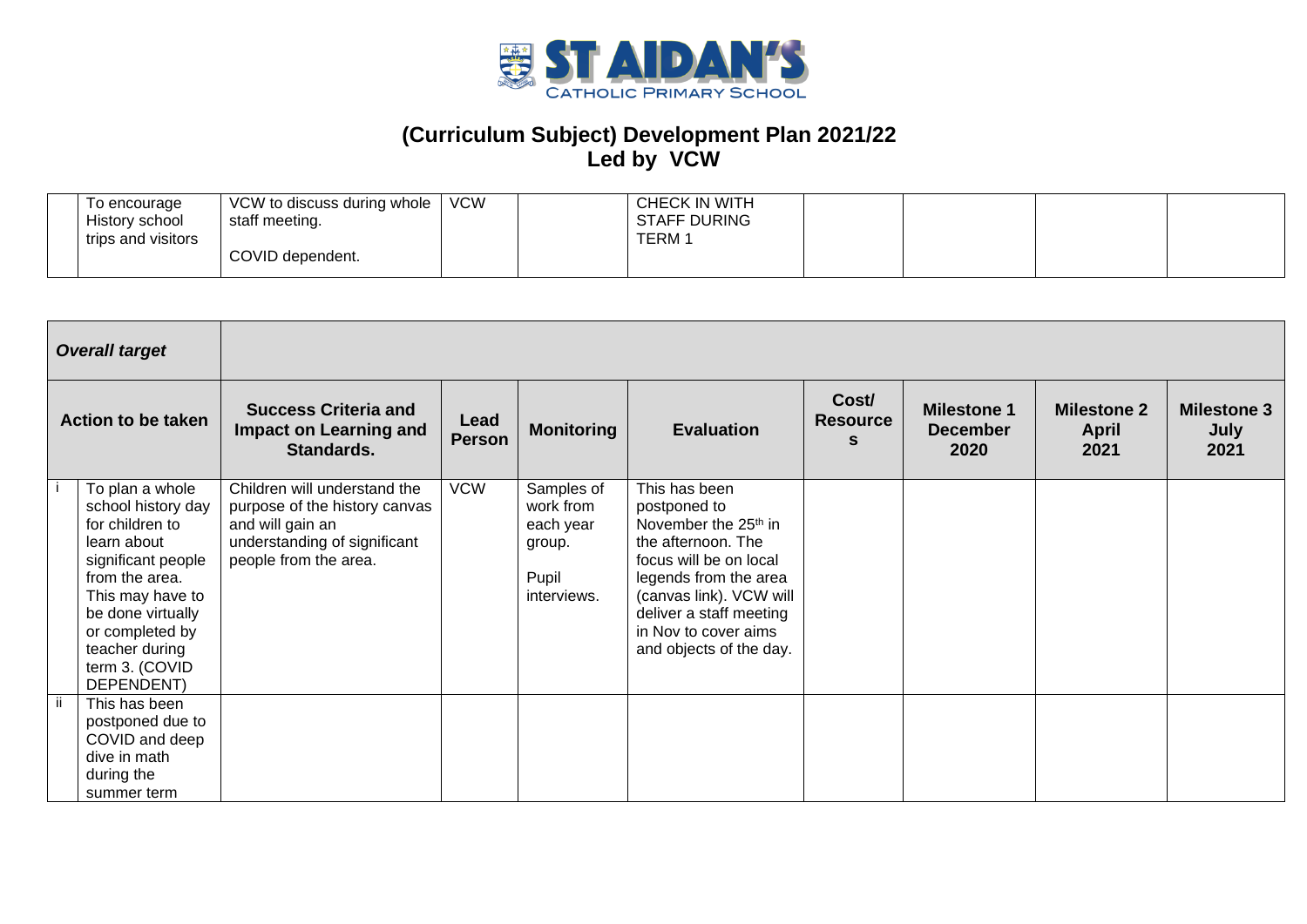ST AIDAN'S CATHOLIC PRIMARY SCHOOL

# (Curriculum Subject) Development Plan 2021/22
## Led by VCW

| | | | | | | | | | |
|---|---|---|---|---|---|---|---|---|---|
| | To encourage History school trips and visitors | VCW to discuss during whole staff meeting.<br><br>COVID dependent. | VCW | | CHECK IN WITH STAFF DURING TERM 1 | | | | |

| *Overall target* | | | | | | | | | |
|---|---|---|---|---|---|---|---|---|---|
| **Action to be taken** | | **Success Criteria and Impact on Learning and Standards.** | **Lead Person** | **Monitoring** | **Evaluation** | **Cost/ Resources** | **Milestone 1 December 2020** | **Milestone 2 April 2021** | **Milestone 3 July 2021** |
| i | To plan a whole school history day for children to learn about significant people from the area. This may have to be done virtually or completed by teacher during term 3. (COVID DEPENDENT) | Children will understand the purpose of the history canvas and will gain an understanding of significant people from the area. | VCW | Samples of work from each year group.<br><br>Pupil interviews. | This has been postponed to November the 25th in the afternoon. The focus will be on local legends from the area (canvas link). VCW will deliver a staff meeting in Nov to cover aims and objects of the day. | | | | |
| ii | This has been postponed due to COVID and deep dive in math during the summer term | | | | | | | | |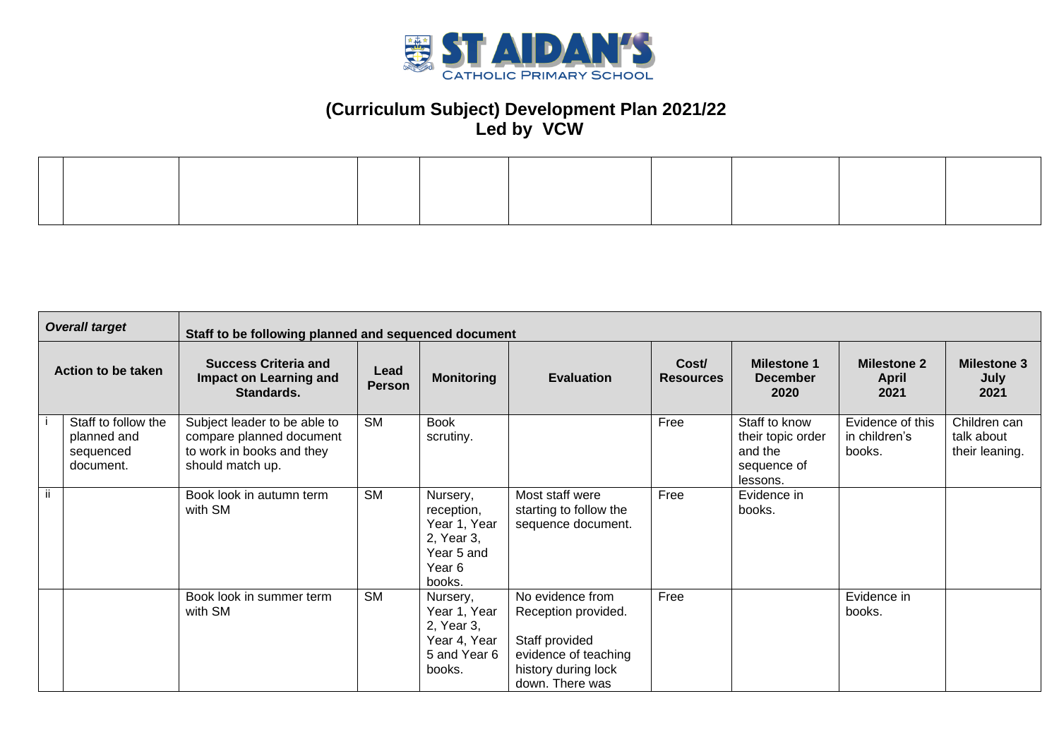ST AIDAN'S CATHOLIC PRIMARY SCHOOL

# (Curriculum Subject) Development Plan 2021/22
## Led by VCW

| | | | | | | | | | |
|---|---|---|---|---|---|---|---|---|---|
| | | | | | | | | | |

| ***Overall target*** | | **Staff to be following planned and sequenced document** | | | | | | | |
|---|---|---|---|---|---|---|---|---|---|
| **Action to be taken** | | **Success Criteria and Impact on Learning and Standards.** | **Lead Person** | **Monitoring** | **Evaluation** | **Cost/ Resources** | **Milestone 1 December 2020** | **Milestone 2 April 2021** | **Milestone 3 July 2021** |
| i | Staff to follow the planned and sequenced document. | Subject leader to be able to compare planned document to work in books and they should match up. | SM | Book scrutiny. | | Free | Staff to know their topic order and the sequence of lessons. | Evidence of this in children's books. | Children can talk about their leaning. |
| ii | | Book look in autumn term with SM | SM | Nursery, reception, Year 1, Year 2, Year 3, Year 5 and Year 6 books. | Most staff were starting to follow the sequence document. | Free | Evidence in books. | | |
| | | Book look in summer term with SM | SM | Nursery, Year 1, Year 2, Year 3, Year 4, Year 5 and Year 6 books. | No evidence from Reception provided.<br><br>Staff provided evidence of teaching history during lock down. There was | Free | | Evidence in books. | |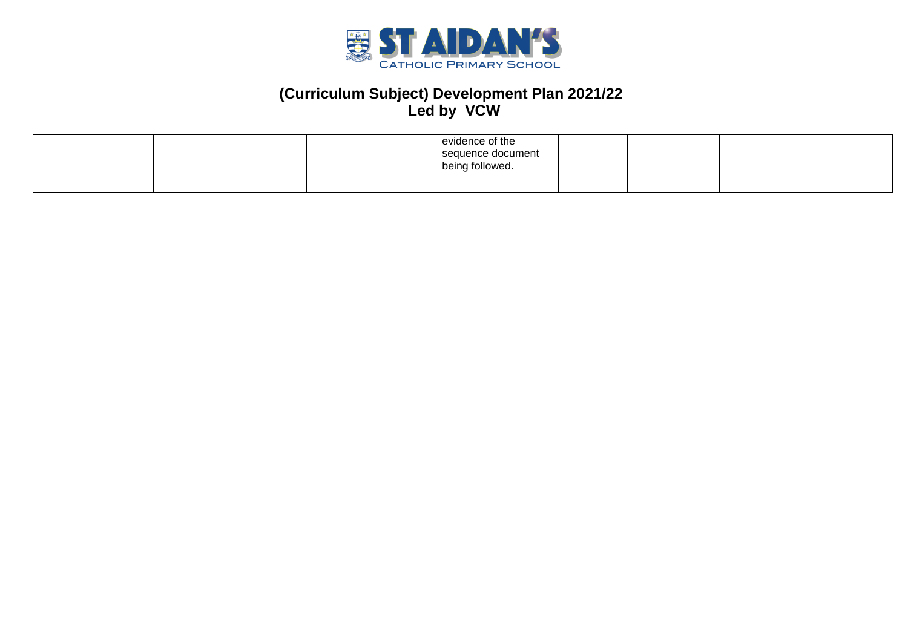# (Curriculum Subject) Development Plan 2021/22

## Led by VCW

| | | | | | | | | | |
|---|---|---|---|---|---|---|---|---|---|
| | | | | | evidence of the sequence document being followed. | | | | |